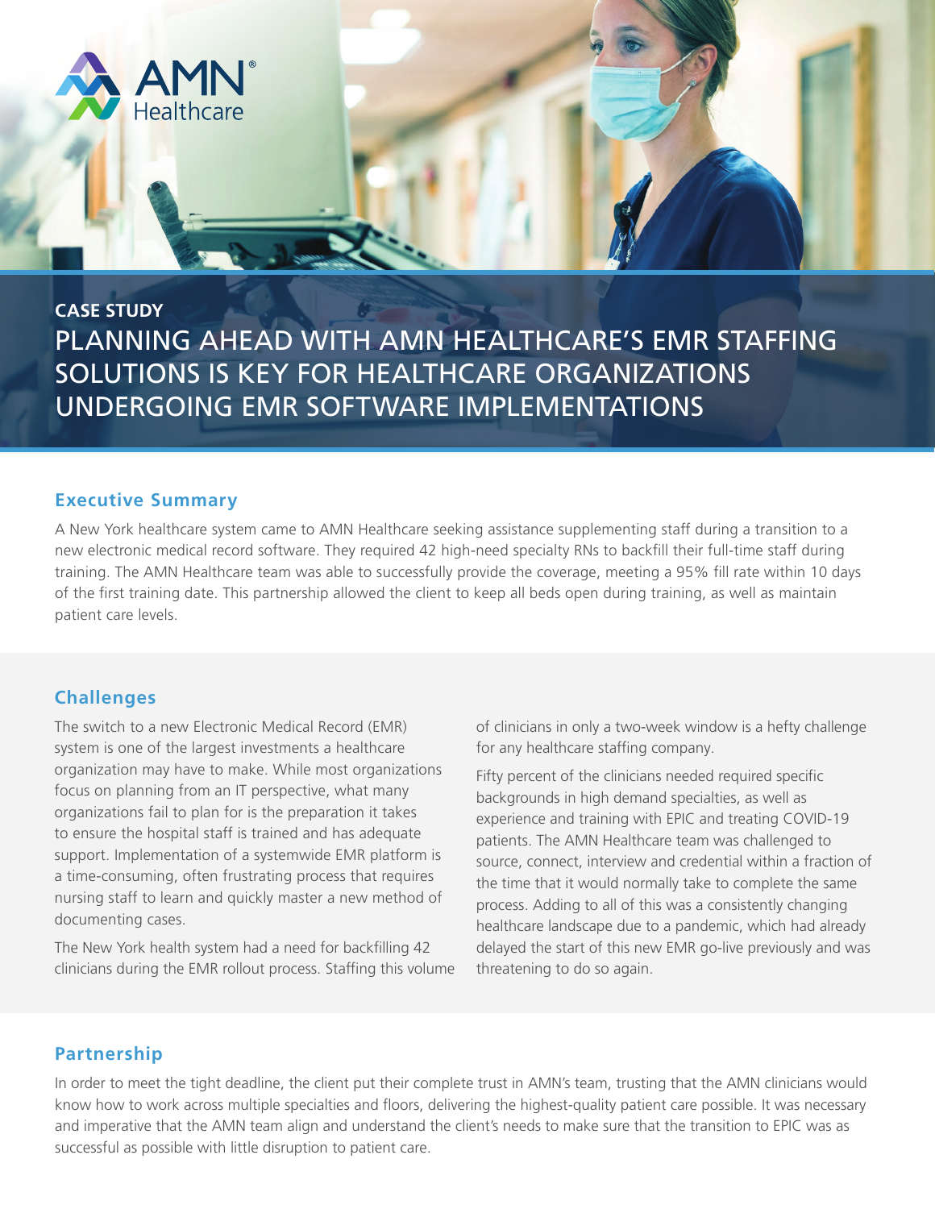AMN Healthcare

CASE STUDY

# PLANNING AHEAD WITH AMN HEALTHCARE'S EMR STAFFING SOLUTIONS IS KEY FOR HEALTHCARE ORGANIZATIONS UNDERGOING EMR SOFTWARE IMPLEMENTATIONS

## Executive Summary

A New York healthcare system came to AMN Healthcare seeking assistance supplementing staff during a transition to a new electronic medical record software. They required 42 high-need specialty RNs to backfill their full-time staff during training. The AMN Healthcare team was able to successfully provide the coverage, meeting a 95% fill rate within 10 days of the first training date. This partnership allowed the client to keep all beds open during training, as well as maintain patient care levels.

## Challenges

The switch to a new Electronic Medical Record (EMR) system is one of the largest investments a healthcare organization may have to make. While most organizations focus on planning from an IT perspective, what many organizations fail to plan for is the preparation it takes to ensure the hospital staff is trained and has adequate support. Implementation of a systemwide EMR platform is a time-consuming, often frustrating process that requires nursing staff to learn and quickly master a new method of documenting cases.

The New York health system had a need for backfilling 42 clinicians during the EMR rollout process. Staffing this volume of clinicians in only a two-week window is a hefty challenge for any healthcare staffing company.

Fifty percent of the clinicians needed required specific backgrounds in high demand specialties, as well as experience and training with EPIC and treating COVID-19 patients. The AMN Healthcare team was challenged to source, connect, interview and credential within a fraction of the time that it would normally take to complete the same process. Adding to all of this was a consistently changing healthcare landscape due to a pandemic, which had already delayed the start of this new EMR go-live previously and was threatening to do so again.

## Partnership

In order to meet the tight deadline, the client put their complete trust in AMN's team, trusting that the AMN clinicians would know how to work across multiple specialties and floors, delivering the highest-quality patient care possible. It was necessary and imperative that the AMN team align and understand the client's needs to make sure that the transition to EPIC was as successful as possible with little disruption to patient care.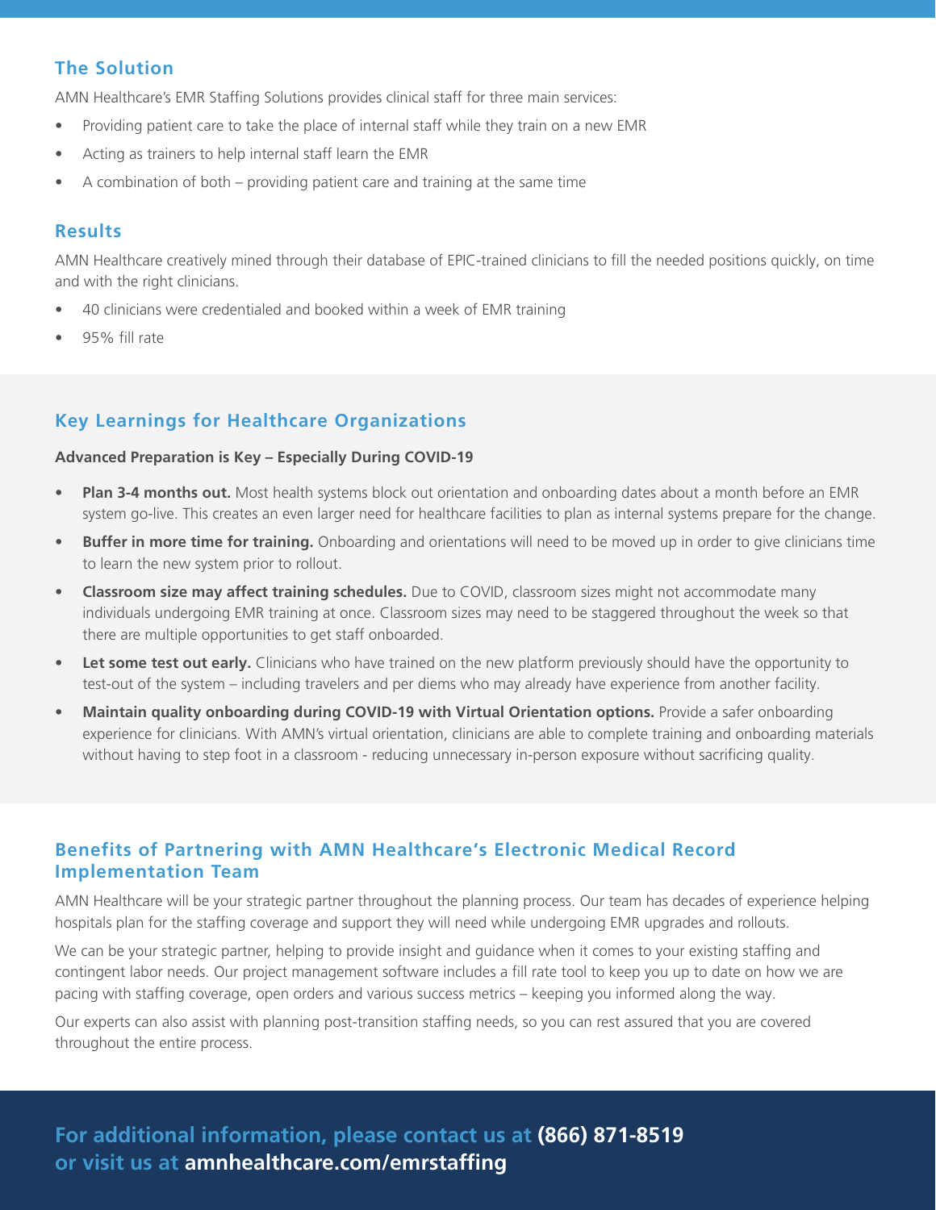## The Solution

AMN Healthcare's EMR Staffing Solutions provides clinical staff for three main services:

- Providing patient care to take the place of internal staff while they train on a new EMR
- Acting as trainers to help internal staff learn the EMR
- A combination of both – providing patient care and training at the same time

## Results

AMN Healthcare creatively mined through their database of EPIC-trained clinicians to fill the needed positions quickly, on time and with the right clinicians.

- 40 clinicians were credentialed and booked within a week of EMR training
- 95% fill rate

## Key Learnings for Healthcare Organizations

**Advanced Preparation is Key – Especially During COVID-19**

- **Plan 3-4 months out.** Most health systems block out orientation and onboarding dates about a month before an EMR system go-live. This creates an even larger need for healthcare facilities to plan as internal systems prepare for the change.
- **Buffer in more time for training.** Onboarding and orientations will need to be moved up in order to give clinicians time to learn the new system prior to rollout.
- **Classroom size may affect training schedules.** Due to COVID, classroom sizes might not accommodate many individuals undergoing EMR training at once. Classroom sizes may need to be staggered throughout the week so that there are multiple opportunities to get staff onboarded.
- **Let some test out early.** Clinicians who have trained on the new platform previously should have the opportunity to test-out of the system – including travelers and per diems who may already have experience from another facility.
- **Maintain quality onboarding during COVID-19 with Virtual Orientation options.** Provide a safer onboarding experience for clinicians. With AMN's virtual orientation, clinicians are able to complete training and onboarding materials without having to step foot in a classroom - reducing unnecessary in-person exposure without sacrificing quality.

## Benefits of Partnering with AMN Healthcare's Electronic Medical Record Implementation Team

AMN Healthcare will be your strategic partner throughout the planning process. Our team has decades of experience helping hospitals plan for the staffing coverage and support they will need while undergoing EMR upgrades and rollouts.

We can be your strategic partner, helping to provide insight and guidance when it comes to your existing staffing and contingent labor needs. Our project management software includes a fill rate tool to keep you up to date on how we are pacing with staffing coverage, open orders and various success metrics – keeping you informed along the way.

Our experts can also assist with planning post-transition staffing needs, so you can rest assured that you are covered throughout the entire process.

**For additional information, please contact us at (866) 871-8519 or visit us at amnhealthcare.com/emrstaffing**